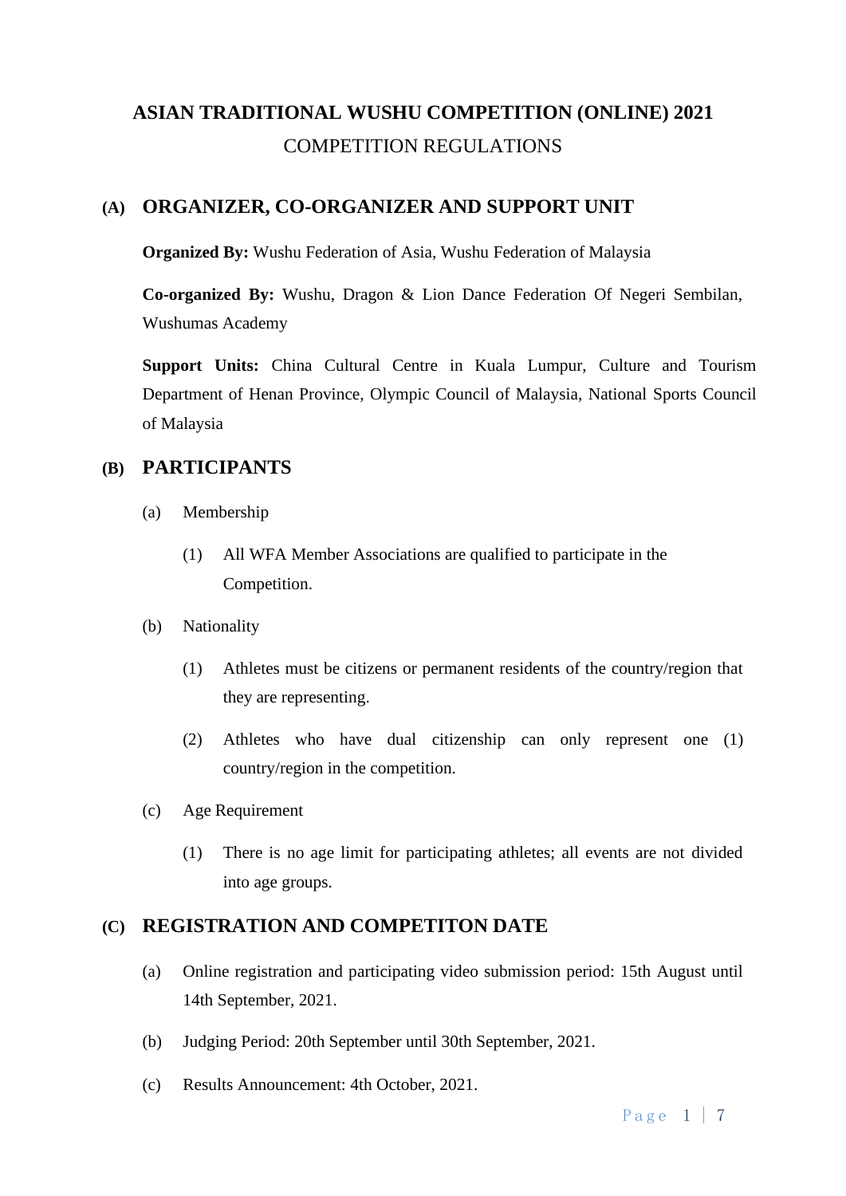# ASIAN TRADITIONAL WUSHU COMPETITION (ONLINE) 2021

COMPETITION REGULATIONS

## (A) ORGANIZER, CO-ORGANIZER AND SUPPORT UNIT

**Organized By:** Wushu Federation of Asia, Wushu Federation of Malaysia

**Co-organized By:** Wushu, Dragon & Lion Dance Federation Of Negeri Sembilan, Wushumas Academy

**Support Units:** China Cultural Centre in Kuala Lumpur, Culture and Tourism Department of Henan Province, Olympic Council of Malaysia, National Sports Council of Malaysia

## (B) PARTICIPANTS

(a) Membership

(1) All WFA Member Associations are qualified to participate in the Competition.

(b) Nationality

(1) Athletes must be citizens or permanent residents of the country/region that they are representing.

(2) Athletes who have dual citizenship can only represent one (1) country/region in the competition.

(c) Age Requirement

(1) There is no age limit for participating athletes; all events are not divided into age groups.

## (C) REGISTRATION AND COMPETITON DATE

(a) Online registration and participating video submission period: 15th August until 14th September, 2021.

(b) Judging Period: 20th September until 30th September, 2021.

(c) Results Announcement: 4th October, 2021.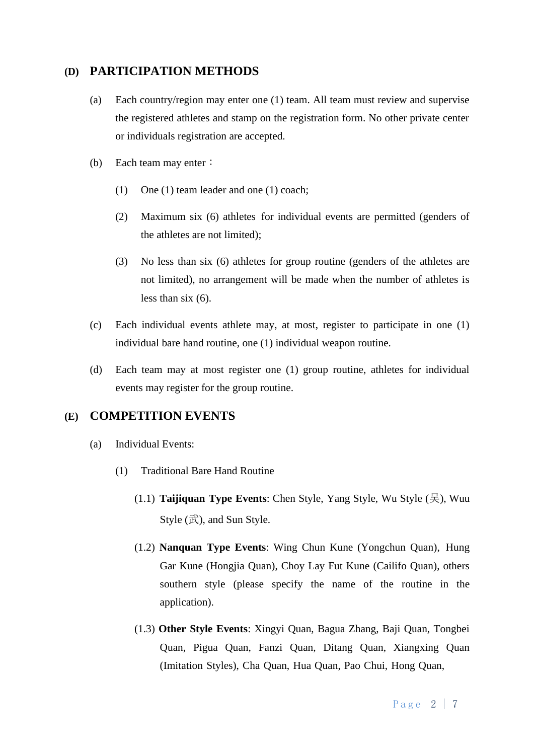## (D) PARTICIPATION METHODS

(a) Each country/region may enter one (1) team. All team must review and supervise the registered athletes and stamp on the registration form. No other private center or individuals registration are accepted.

(b) Each team may enter：

(1) One (1) team leader and one (1) coach;

(2) Maximum six (6) athletes for individual events are permitted (genders of the athletes are not limited);

(3) No less than six (6) athletes for group routine (genders of the athletes are not limited), no arrangement will be made when the number of athletes is less than six (6).

(c) Each individual events athlete may, at most, register to participate in one (1) individual bare hand routine, one (1) individual weapon routine.

(d) Each team may at most register one (1) group routine, athletes for individual events may register for the group routine.

## (E) COMPETITION EVENTS

(a) Individual Events:

(1) Traditional Bare Hand Routine

(1.1) **Taijiquan Type Events**: Chen Style, Yang Style, Wu Style (吴), Wuu Style (武), and Sun Style.

(1.2) **Nanquan Type Events**: Wing Chun Kune (Yongchun Quan), Hung Gar Kune (Hongjia Quan), Choy Lay Fut Kune (Cailifo Quan), others southern style (please specify the name of the routine in the application).

(1.3) **Other Style Events**: Xingyi Quan, Bagua Zhang, Baji Quan, Tongbei Quan, Pigua Quan, Fanzi Quan, Ditang Quan, Xiangxing Quan (Imitation Styles), Cha Quan, Hua Quan, Pao Chui, Hong Quan,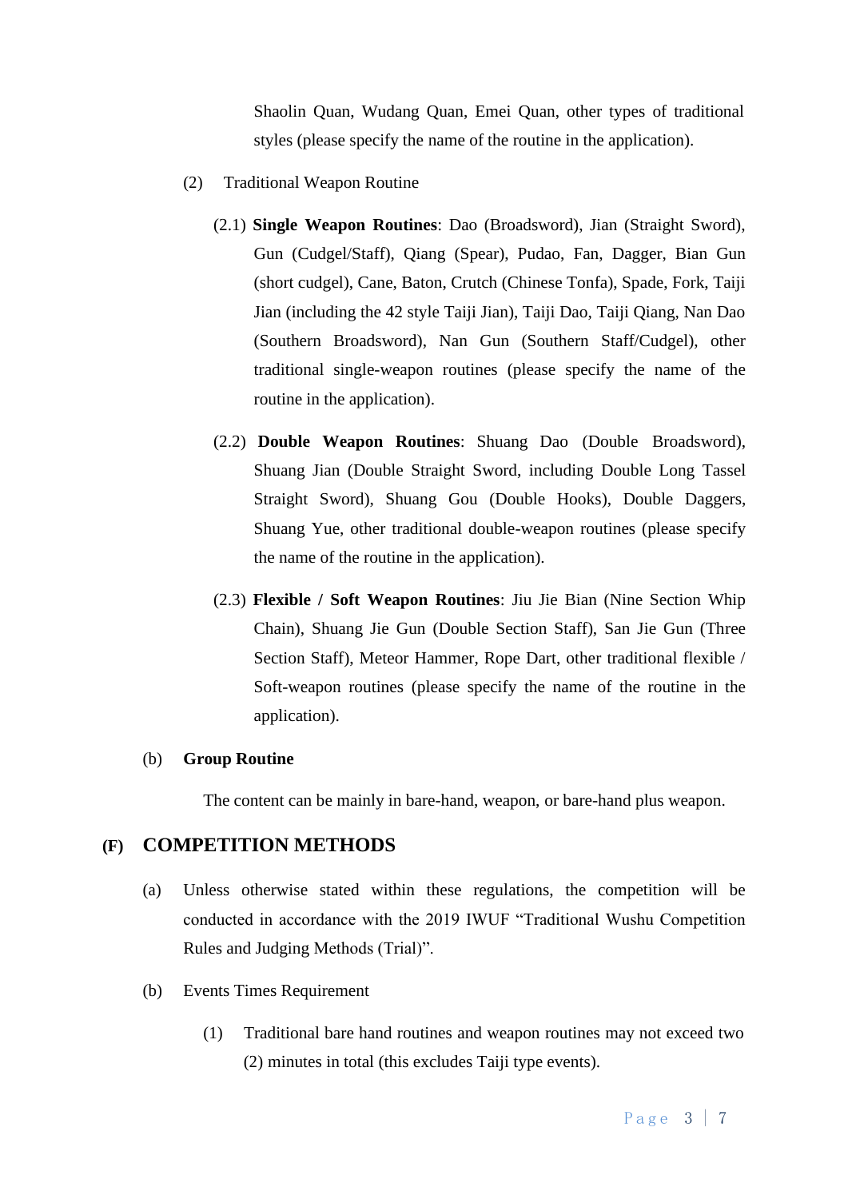Shaolin Quan, Wudang Quan, Emei Quan, other types of traditional styles (please specify the name of the routine in the application).

(2) Traditional Weapon Routine

(2.1) **Single Weapon Routines**: Dao (Broadsword), Jian (Straight Sword), Gun (Cudgel/Staff), Qiang (Spear), Pudao, Fan, Dagger, Bian Gun (short cudgel), Cane, Baton, Crutch (Chinese Tonfa), Spade, Fork, Taiji Jian (including the 42 style Taiji Jian), Taiji Dao, Taiji Qiang, Nan Dao (Southern Broadsword), Nan Gun (Southern Staff/Cudgel), other traditional single-weapon routines (please specify the name of the routine in the application).

(2.2) **Double Weapon Routines**: Shuang Dao (Double Broadsword), Shuang Jian (Double Straight Sword, including Double Long Tassel Straight Sword), Shuang Gou (Double Hooks), Double Daggers, Shuang Yue, other traditional double-weapon routines (please specify the name of the routine in the application).

(2.3) **Flexible / Soft Weapon Routines**: Jiu Jie Bian (Nine Section Whip Chain), Shuang Jie Gun (Double Section Staff), San Jie Gun (Three Section Staff), Meteor Hammer, Rope Dart, other traditional flexible / Soft-weapon routines (please specify the name of the routine in the application).

(b) **Group Routine**

The content can be mainly in bare-hand, weapon, or bare-hand plus weapon.

## (F) COMPETITION METHODS

(a) Unless otherwise stated within these regulations, the competition will be conducted in accordance with the 2019 IWUF "Traditional Wushu Competition Rules and Judging Methods (Trial)".

(b) Events Times Requirement

(1) Traditional bare hand routines and weapon routines may not exceed two (2) minutes in total (this excludes Taiji type events).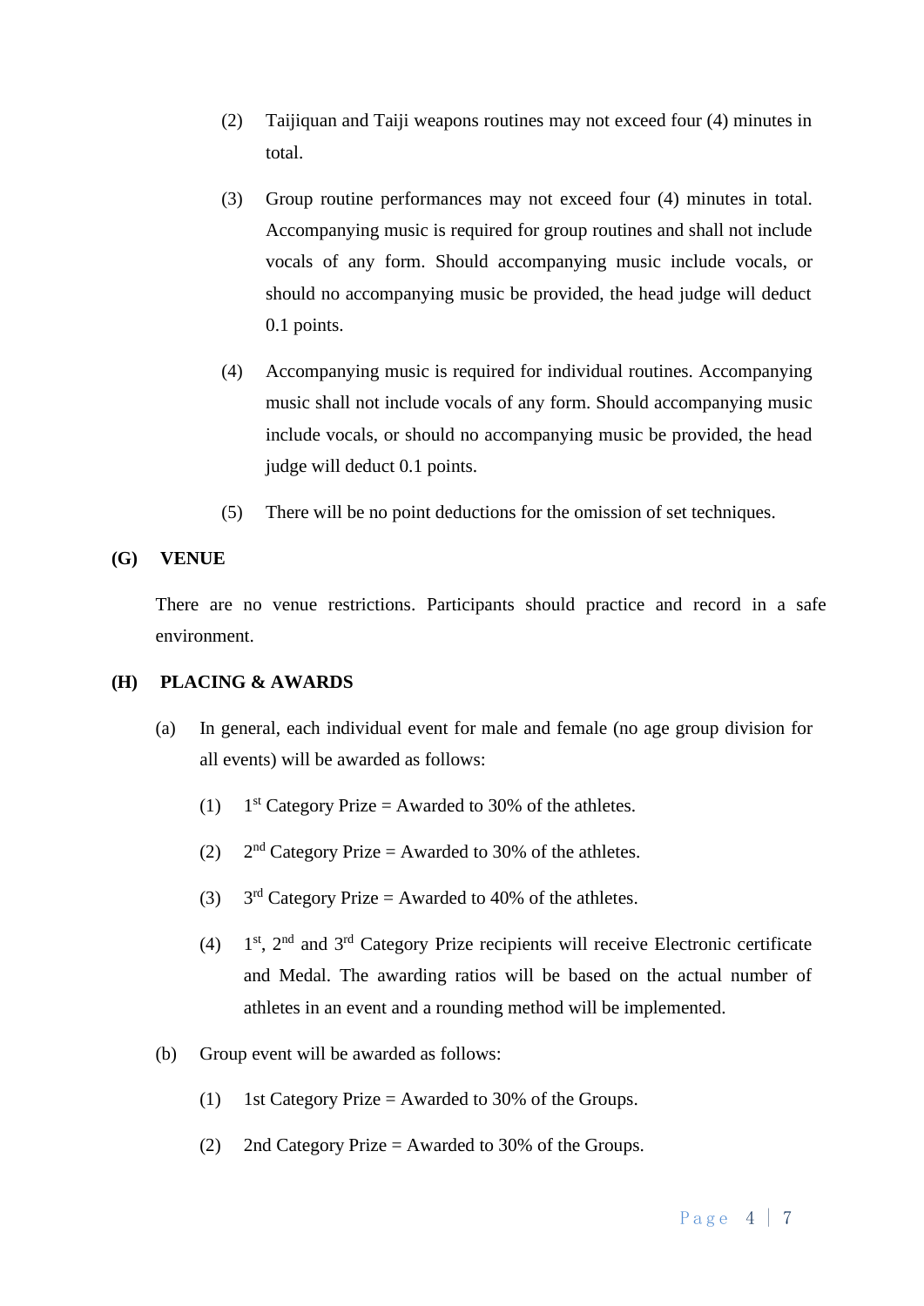(2) Taijiquan and Taiji weapons routines may not exceed four (4) minutes in total.

(3) Group routine performances may not exceed four (4) minutes in total. Accompanying music is required for group routines and shall not include vocals of any form. Should accompanying music include vocals, or should no accompanying music be provided, the head judge will deduct 0.1 points.

(4) Accompanying music is required for individual routines. Accompanying music shall not include vocals of any form. Should accompanying music include vocals, or should no accompanying music be provided, the head judge will deduct 0.1 points.

(5) There will be no point deductions for the omission of set techniques.

## (G) VENUE

There are no venue restrictions. Participants should practice and record in a safe environment.

## (H) PLACING & AWARDS

(a) In general, each individual event for male and female (no age group division for all events) will be awarded as follows:

(1) 1st Category Prize = Awarded to 30% of the athletes.

(2) 2nd Category Prize = Awarded to 30% of the athletes.

(3) 3rd Category Prize = Awarded to 40% of the athletes.

(4) 1st, 2nd and 3rd Category Prize recipients will receive Electronic certificate and Medal. The awarding ratios will be based on the actual number of athletes in an event and a rounding method will be implemented.

(b) Group event will be awarded as follows:

(1) 1st Category Prize = Awarded to 30% of the Groups.

(2) 2nd Category Prize = Awarded to 30% of the Groups.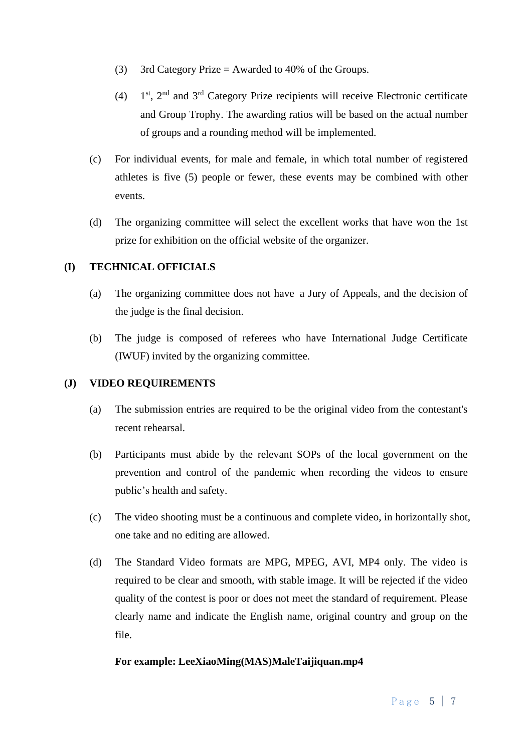(3) 3rd Category Prize = Awarded to 40% of the Groups.

(4) 1st, 2nd and 3rd Category Prize recipients will receive Electronic certificate and Group Trophy. The awarding ratios will be based on the actual number of groups and a rounding method will be implemented.

(c) For individual events, for male and female, in which total number of registered athletes is five (5) people or fewer, these events may be combined with other events.

(d) The organizing committee will select the excellent works that have won the 1st prize for exhibition on the official website of the organizer.

## (I) TECHNICAL OFFICIALS

(a) The organizing committee does not have a Jury of Appeals, and the decision of the judge is the final decision.

(b) The judge is composed of referees who have International Judge Certificate (IWUF) invited by the organizing committee.

## (J) VIDEO REQUIREMENTS

(a) The submission entries are required to be the original video from the contestant's recent rehearsal.

(b) Participants must abide by the relevant SOPs of the local government on the prevention and control of the pandemic when recording the videos to ensure public's health and safety.

(c) The video shooting must be a continuous and complete video, in horizontally shot, one take and no editing are allowed.

(d) The Standard Video formats are MPG, MPEG, AVI, MP4 only. The video is required to be clear and smooth, with stable image. It will be rejected if the video quality of the contest is poor or does not meet the standard of requirement. Please clearly name and indicate the English name, original country and group on the file.

**For example: LeeXiaoMing(MAS)MaleTaijiquan.mp4**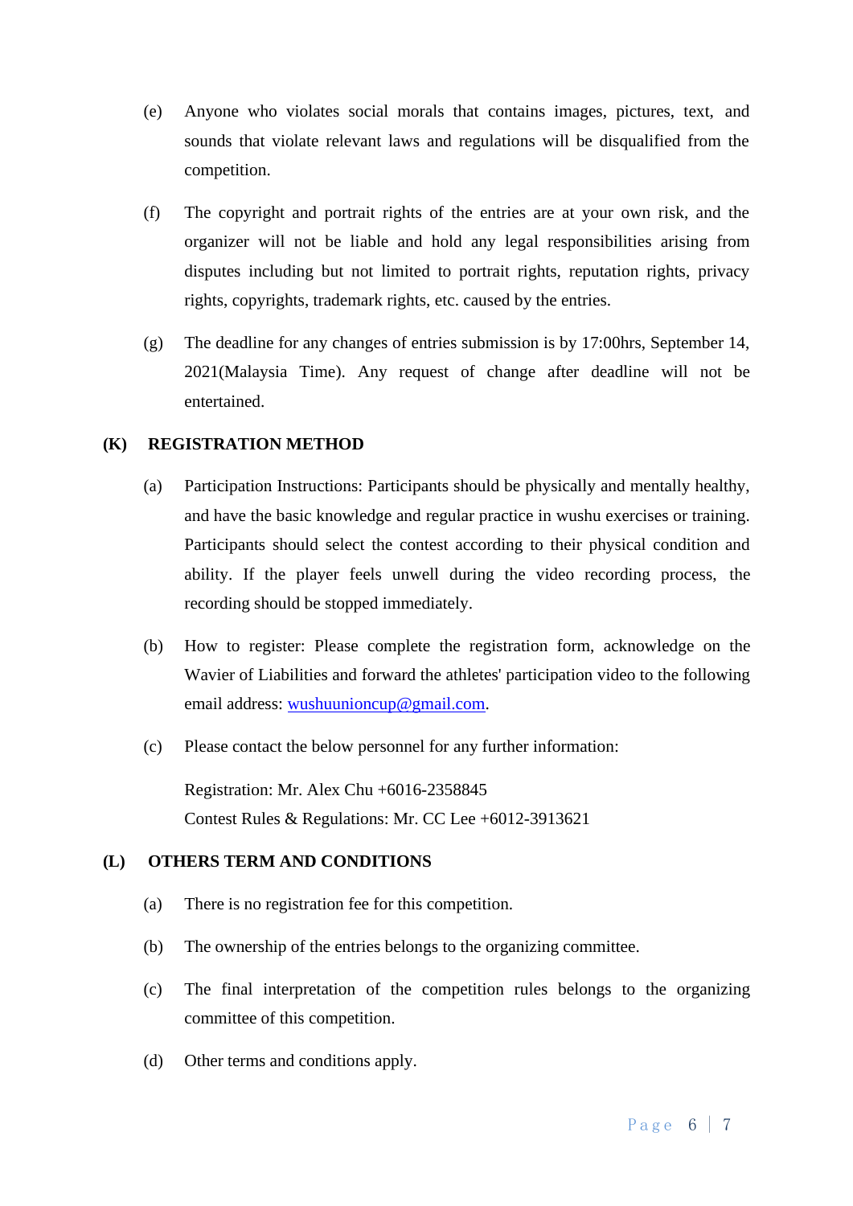(e) Anyone who violates social morals that contains images, pictures, text, and sounds that violate relevant laws and regulations will be disqualified from the competition.

(f) The copyright and portrait rights of the entries are at your own risk, and the organizer will not be liable and hold any legal responsibilities arising from disputes including but not limited to portrait rights, reputation rights, privacy rights, copyrights, trademark rights, etc. caused by the entries.

(g) The deadline for any changes of entries submission is by 17:00hrs, September 14, 2021(Malaysia Time). Any request of change after deadline will not be entertained.

## (K) REGISTRATION METHOD

(a) Participation Instructions: Participants should be physically and mentally healthy, and have the basic knowledge and regular practice in wushu exercises or training. Participants should select the contest according to their physical condition and ability. If the player feels unwell during the video recording process, the recording should be stopped immediately.

(b) How to register: Please complete the registration form, acknowledge on the Wavier of Liabilities and forward the athletes' participation video to the following email address: [wushuunioncup@gmail.com](mailto:wushuunioncup@gmail.com).

(c) Please contact the below personnel for any further information:

Registration: Mr. Alex Chu +6016-2358845
Contest Rules & Regulations: Mr. CC Lee +6012-3913621

## (L) OTHERS TERM AND CONDITIONS

(a) There is no registration fee for this competition.

(b) The ownership of the entries belongs to the organizing committee.

(c) The final interpretation of the competition rules belongs to the organizing committee of this competition.

(d) Other terms and conditions apply.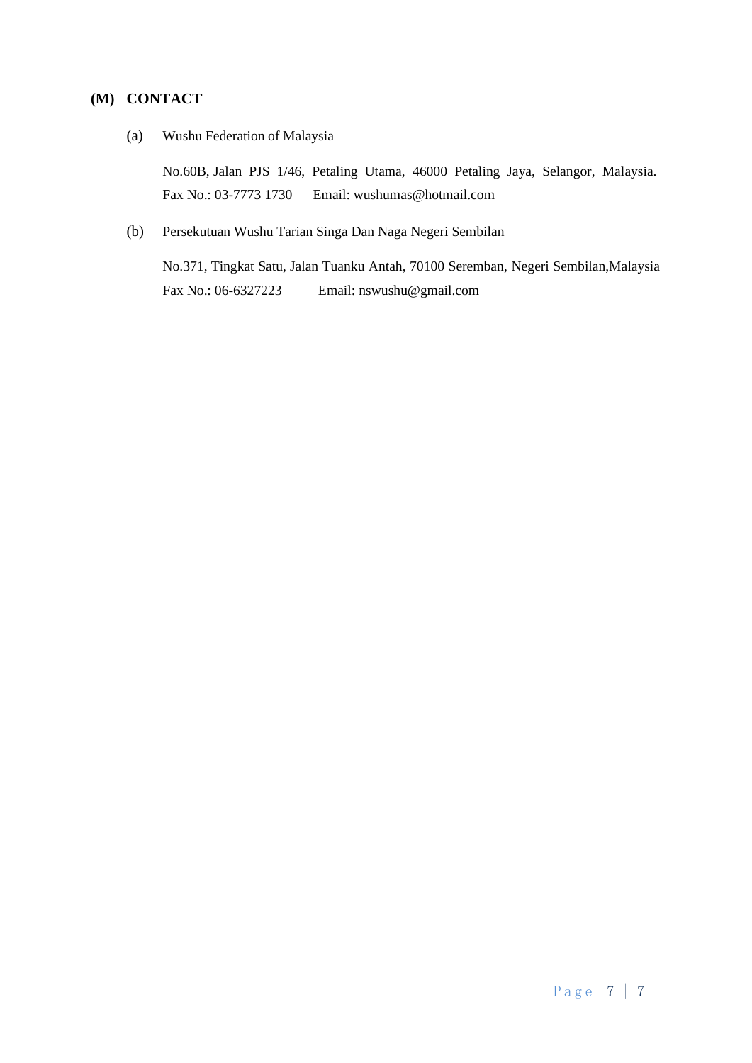## (M) CONTACT

(a) Wushu Federation of Malaysia

No.60B, Jalan PJS 1/46, Petaling Utama, 46000 Petaling Jaya, Selangor, Malaysia.
Fax No.: 03-7773 1730 Email: wushumas@hotmail.com

(b) Persekutuan Wushu Tarian Singa Dan Naga Negeri Sembilan

No.371, Tingkat Satu, Jalan Tuanku Antah, 70100 Seremban, Negeri Sembilan,Malaysia
Fax No.: 06-6327223 Email: nswushu@gmail.com